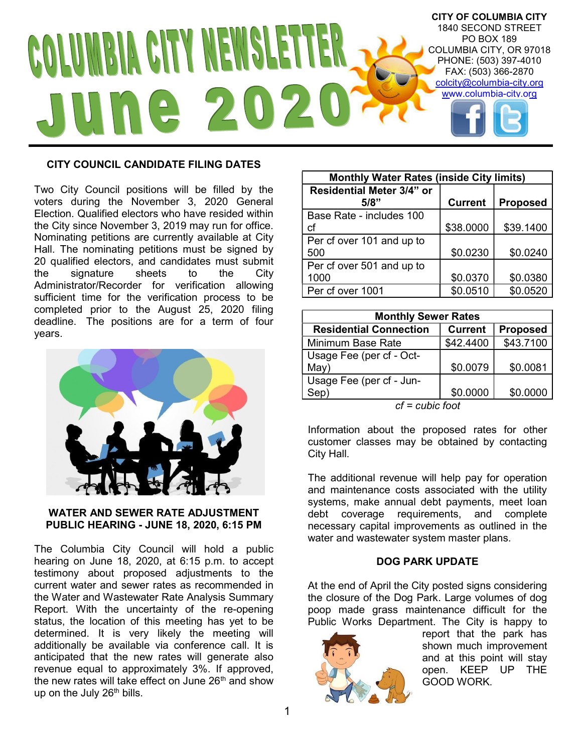# COLUMBIA CITY NEWSLETTER June 2020

**CITY OF COLUMBIA CITY**
1840 SECOND STREET
PO BOX 189
COLUMBIA CITY, OR 97018
PHONE: (503) 397-4010
FAX: (503) 366-2870
colcity@columbia-city.org
www.columbia-city.org

## CITY COUNCIL CANDIDATE FILING DATES

Two City Council positions will be filled by the voters during the November 3, 2020 General Election. Qualified electors who have resided within the City since November 3, 2019 may run for office. Nominating petitions are currently available at City Hall. The nominating petitions must be signed by 20 qualified electors, and candidates must submit the signature sheets to the City Administrator/Recorder for verification allowing sufficient time for the verification process to be completed prior to the August 25, 2020 filing deadline. The positions are for a term of four years.

## WATER AND SEWER RATE ADJUSTMENT PUBLIC HEARING - JUNE 18, 2020, 6:15 PM

The Columbia City Council will hold a public hearing on June 18, 2020, at 6:15 p.m. to accept testimony about proposed adjustments to the current water and sewer rates as recommended in the Water and Wastewater Rate Analysis Summary Report. With the uncertainty of the re-opening status, the location of this meeting has yet to be determined. It is very likely the meeting will additionally be available via conference call. It is anticipated that the new rates will generate also revenue equal to approximately 3%. If approved, the new rates will take effect on June 26th and show up on the July 26th bills.

| Monthly Water Rates (inside City limits) | | |
|---|---|---|
| **Residential Meter 3/4" or 5/8"** | **Current** | **Proposed** |
| Base Rate - includes 100 cf | $38.0000 | $39.1400 |
| Per cf over 101 and up to 500 | $0.0230 | $0.0240 |
| Per cf over 501 and up to 1000 | $0.0370 | $0.0380 |
| Per cf over 1001 | $0.0510 | $0.0520 |

| Monthly Sewer Rates | | |
|---|---|---|
| **Residential Connection** | **Current** | **Proposed** |
| Minimum Base Rate | $42.4400 | $43.7100 |
| Usage Fee (per cf - Oct-May) | $0.0079 | $0.0081 |
| Usage Fee (per cf - Jun-Sep) | $0.0000 | $0.0000 |

*cf = cubic foot*

Information about the proposed rates for other customer classes may be obtained by contacting City Hall.

The additional revenue will help pay for operation and maintenance costs associated with the utility systems, make annual debt payments, meet loan debt coverage requirements, and complete necessary capital improvements as outlined in the water and wastewater system master plans.

## DOG PARK UPDATE

At the end of April the City posted signs considering the closure of the Dog Park. Large volumes of dog poop made grass maintenance difficult for the Public Works Department. The City is happy to report that the park has shown much improvement and at this point will stay open. KEEP UP THE GOOD WORK.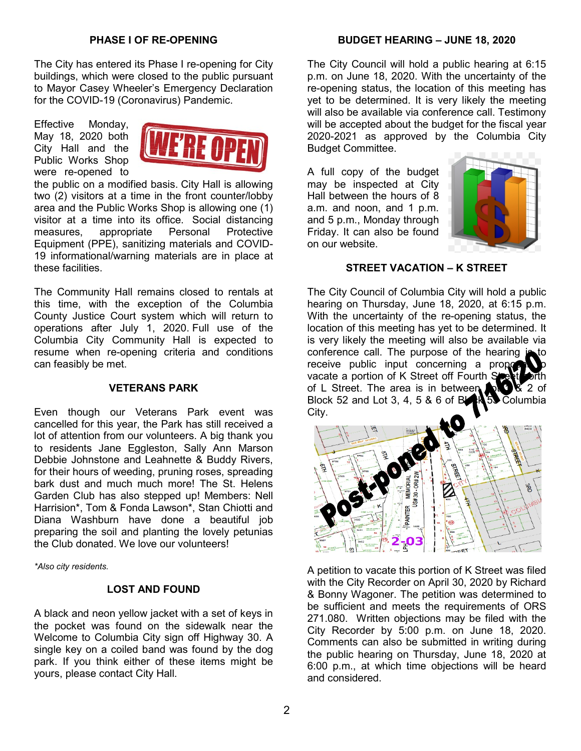## PHASE I OF RE-OPENING

The City has entered its Phase I re-opening for City buildings, which were closed to the public pursuant to Mayor Casey Wheeler's Emergency Declaration for the COVID-19 (Coronavirus) Pandemic.

Effective Monday, May 18, 2020 both City Hall and the Public Works Shop were re-opened to the public on a modified basis. City Hall is allowing two (2) visitors at a time in the front counter/lobby area and the Public Works Shop is allowing one (1) visitor at a time into its office. Social distancing measures, appropriate Personal Protective Equipment (PPE), sanitizing materials and COVID-19 informational/warning materials are in place at these facilities.

The Community Hall remains closed to rentals at this time, with the exception of the Columbia County Justice Court system which will return to operations after July 1, 2020. Full use of the Columbia City Community Hall is expected to resume when re-opening criteria and conditions can feasibly be met.

## VETERANS PARK

Even though our Veterans Park event was cancelled for this year, the Park has still received a lot of attention from our volunteers. A big thank you to residents Jane Eggleston, Sally Ann Marson Debbie Johnstone and Leahnette & Buddy Rivers, for their hours of weeding, pruning roses, spreading bark dust and much much more! The St. Helens Garden Club has also stepped up! Members: Nell Harrision*, Tom & Fonda Lawson*, Stan Chiotti and Diana Washburn have done a beautiful job preparing the soil and planting the lovely petunias the Club donated. We love our volunteers!

*\*Also city residents.*

## LOST AND FOUND

A black and neon yellow jacket with a set of keys in the pocket was found on the sidewalk near the Welcome to Columbia City sign off Highway 30. A single key on a coiled band was found by the dog park. If you think either of these items might be yours, please contact City Hall.

## BUDGET HEARING – JUNE 18, 2020

The City Council will hold a public hearing at 6:15 p.m. on June 18, 2020. With the uncertainty of the re-opening status, the location of this meeting has yet to be determined. It is very likely the meeting will also be available via conference call. Testimony will be accepted about the budget for the fiscal year 2020-2021 as approved by the Columbia City Budget Committee.

A full copy of the budget may be inspected at City Hall between the hours of 8 a.m. and noon, and 1 p.m. and 5 p.m., Monday through Friday. It can also be found on our website.

## STREET VACATION – K STREET

**Post-poned to 7/16/20**

The City Council of Columbia City will hold a public hearing on Thursday, June 18, 2020, at 6:15 p.m. With the uncertainty of the re-opening status, the location of this meeting has yet to be determined. It is very likely the meeting will also be available via conference call. The purpose of the hearing is to receive public input concerning a proposal to vacate a portion of K Street off Fourth Street north of L Street. The area is in between Lot 1 & 2 of Block 52 and Lot 3, 4, 5 & 6 of Block 53 Columbia City.

A petition to vacate this portion of K Street was filed with the City Recorder on April 30, 2020 by Richard & Bonny Wagoner. The petition was determined to be sufficient and meets the requirements of ORS 271.080. Written objections may be filed with the City Recorder by 5:00 p.m. on June 18, 2020. Comments can also be submitted in writing during the public hearing on Thursday, June 18, 2020 at 6:00 p.m., at which time objections will be heard and considered.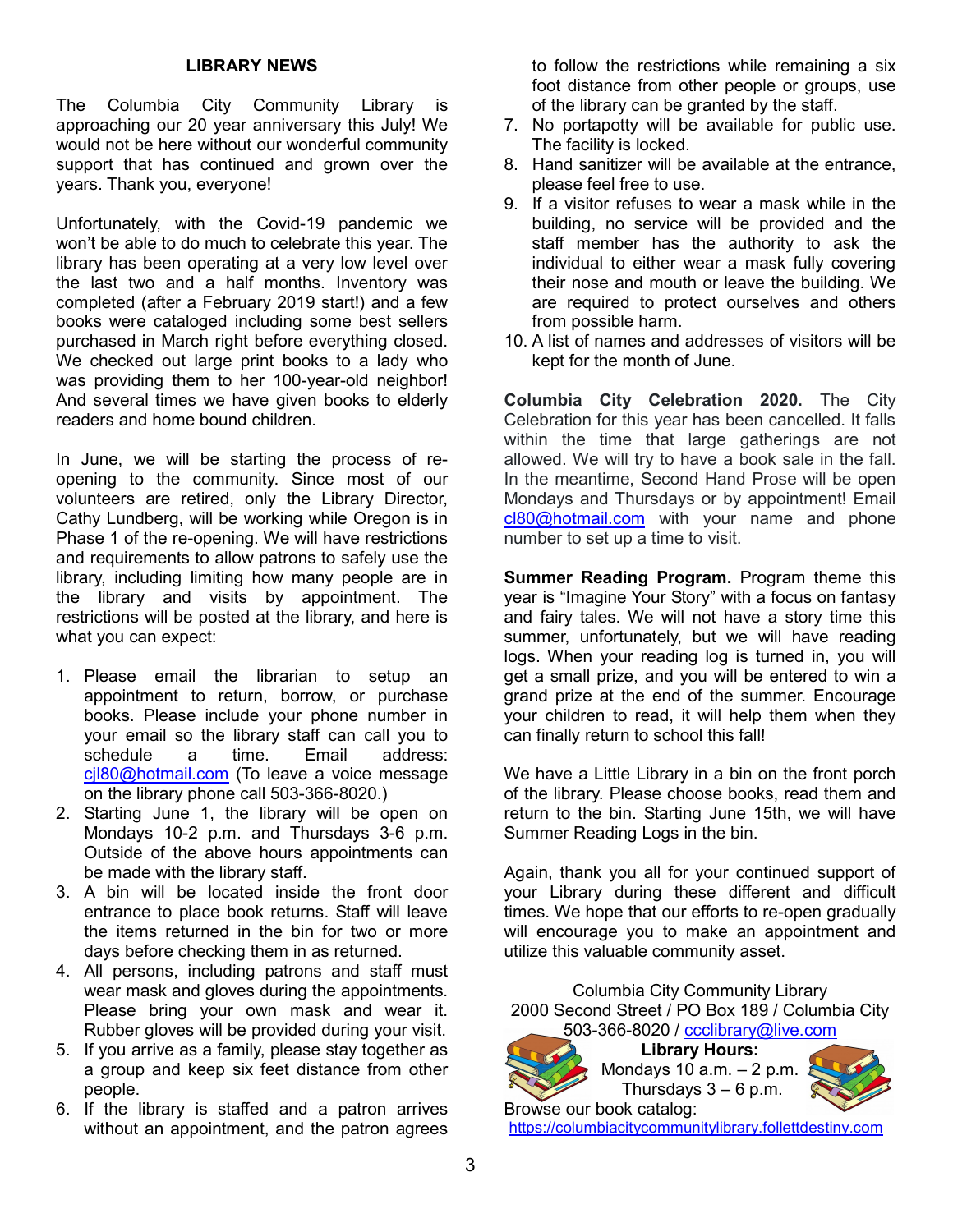## LIBRARY NEWS

The Columbia City Community Library is approaching our 20 year anniversary this July! We would not be here without our wonderful community support that has continued and grown over the years. Thank you, everyone!

Unfortunately, with the Covid-19 pandemic we won't be able to do much to celebrate this year. The library has been operating at a very low level over the last two and a half months. Inventory was completed (after a February 2019 start!) and a few books were cataloged including some best sellers purchased in March right before everything closed. We checked out large print books to a lady who was providing them to her 100-year-old neighbor! And several times we have given books to elderly readers and home bound children.

In June, we will be starting the process of re-opening to the community. Since most of our volunteers are retired, only the Library Director, Cathy Lundberg, will be working while Oregon is in Phase 1 of the re-opening. We will have restrictions and requirements to allow patrons to safely use the library, including limiting how many people are in the library and visits by appointment. The restrictions will be posted at the library, and here is what you can expect:

1. Please email the librarian to setup an appointment to return, borrow, or purchase books. Please include your phone number in your email so the library staff can call you to schedule a time. Email address: cjl80@hotmail.com (To leave a voice message on the library phone call 503-366-8020.)
2. Starting June 1, the library will be open on Mondays 10-2 p.m. and Thursdays 3-6 p.m. Outside of the above hours appointments can be made with the library staff.
3. A bin will be located inside the front door entrance to place book returns. Staff will leave the items returned in the bin for two or more days before checking them in as returned.
4. All persons, including patrons and staff must wear mask and gloves during the appointments. Please bring your own mask and wear it. Rubber gloves will be provided during your visit.
5. If you arrive as a family, please stay together as a group and keep six feet distance from other people.
6. If the library is staffed and a patron arrives without an appointment, and the patron agrees to follow the restrictions while remaining a six foot distance from other people or groups, use of the library can be granted by the staff.
7. No portapotty will be available for public use. The facility is locked.
8. Hand sanitizer will be available at the entrance, please feel free to use.
9. If a visitor refuses to wear a mask while in the building, no service will be provided and the staff member has the authority to ask the individual to either wear a mask fully covering their nose and mouth or leave the building. We are required to protect ourselves and others from possible harm.
10. A list of names and addresses of visitors will be kept for the month of June.

**Columbia City Celebration 2020.** The City Celebration for this year has been cancelled. It falls within the time that large gatherings are not allowed. We will try to have a book sale in the fall. In the meantime, Second Hand Prose will be open Mondays and Thursdays or by appointment! Email cl80@hotmail.com with your name and phone number to set up a time to visit.

**Summer Reading Program.** Program theme this year is "Imagine Your Story" with a focus on fantasy and fairy tales. We will not have a story time this summer, unfortunately, but we will have reading logs. When your reading log is turned in, you will get a small prize, and you will be entered to win a grand prize at the end of the summer. Encourage your children to read, it will help them when they can finally return to school this fall!

We have a Little Library in a bin on the front porch of the library. Please choose books, read them and return to the bin. Starting June 15th, we will have Summer Reading Logs in the bin.

Again, thank you all for your continued support of your Library during these different and difficult times. We hope that our efforts to re-open gradually will encourage you to make an appointment and utilize this valuable community asset.

Columbia City Community Library
2000 Second Street / PO Box 189 / Columbia City
503-366-8020 / ccclibrary@live.com

**Library Hours:**
Mondays 10 a.m. – 2 p.m.
Thursdays 3 – 6 p.m.

Browse our book catalog:
https://columbiacitycommunitylibrary.follettdestiny.com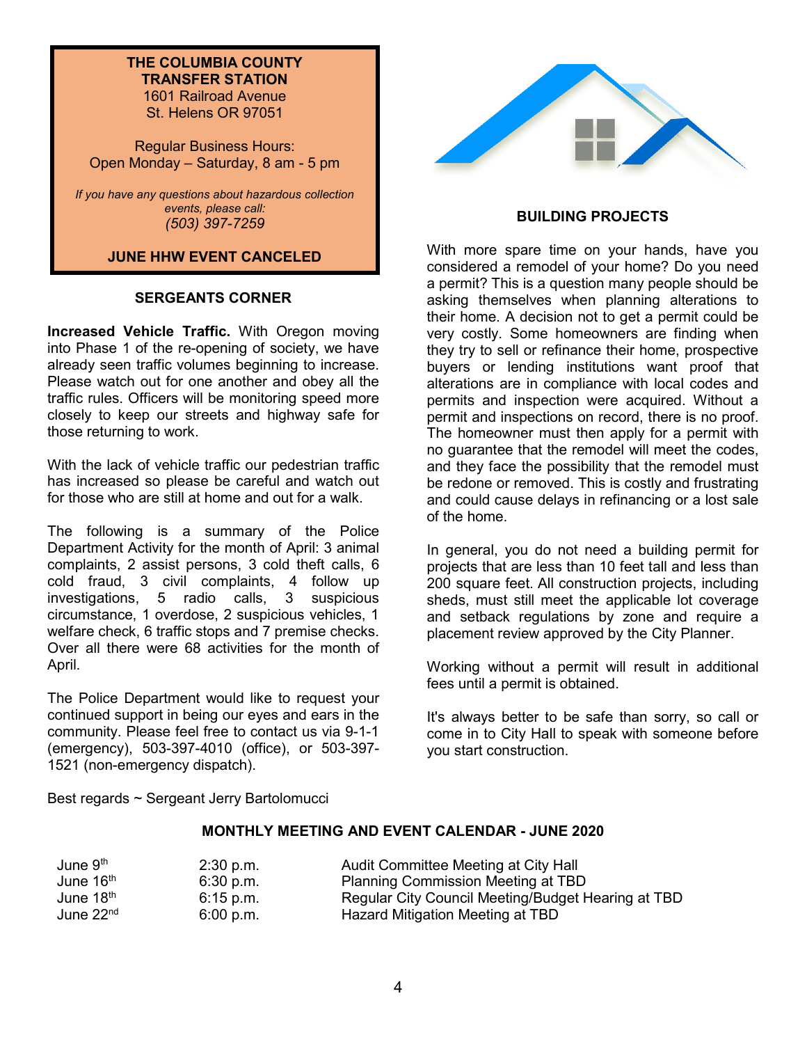**THE COLUMBIA COUNTY TRANSFER STATION**
1601 Railroad Avenue
St. Helens OR 97051

Regular Business Hours:
Open Monday – Saturday, 8 am - 5 pm

*If you have any questions about hazardous collection events, please call:*
*(503) 397-7259*

**JUNE HHW EVENT CANCELED**

## SERGEANTS CORNER

**Increased Vehicle Traffic.** With Oregon moving into Phase 1 of the re-opening of society, we have already seen traffic volumes beginning to increase. Please watch out for one another and obey all the traffic rules. Officers will be monitoring speed more closely to keep our streets and highway safe for those returning to work.

With the lack of vehicle traffic our pedestrian traffic has increased so please be careful and watch out for those who are still at home and out for a walk.

The following is a summary of the Police Department Activity for the month of April: 3 animal complaints, 2 assist persons, 3 cold theft calls, 6 cold fraud, 3 civil complaints, 4 follow up investigations, 5 radio calls, 3 suspicious circumstance, 1 overdose, 2 suspicious vehicles, 1 welfare check, 6 traffic stops and 7 premise checks. Over all there were 68 activities for the month of April.

The Police Department would like to request your continued support in being our eyes and ears in the community. Please feel free to contact us via 9-1-1 (emergency), 503-397-4010 (office), or 503-397-1521 (non-emergency dispatch).

Best regards ~ Sergeant Jerry Bartolomucci

## BUILDING PROJECTS

With more spare time on your hands, have you considered a remodel of your home? Do you need a permit? This is a question many people should be asking themselves when planning alterations to their home. A decision not to get a permit could be very costly. Some homeowners are finding when they try to sell or refinance their home, prospective buyers or lending institutions want proof that alterations are in compliance with local codes and permits and inspection were acquired. Without a permit and inspections on record, there is no proof. The homeowner must then apply for a permit with no guarantee that the remodel will meet the codes, and they face the possibility that the remodel must be redone or removed. This is costly and frustrating and could cause delays in refinancing or a lost sale of the home.

In general, you do not need a building permit for projects that are less than 10 feet tall and less than 200 square feet. All construction projects, including sheds, must still meet the applicable lot coverage and setback regulations by zone and require a placement review approved by the City Planner.

Working without a permit will result in additional fees until a permit is obtained.

It's always better to be safe than sorry, so call or come in to City Hall to speak with someone before you start construction.

## MONTHLY MEETING AND EVENT CALENDAR - JUNE 2020

| | | |
|---|---|---|
| June 9th | 2:30 p.m. | Audit Committee Meeting at City Hall |
| June 16th | 6:30 p.m. | Planning Commission Meeting at TBD |
| June 18th | 6:15 p.m. | Regular City Council Meeting/Budget Hearing at TBD |
| June 22nd | 6:00 p.m. | Hazard Mitigation Meeting at TBD |